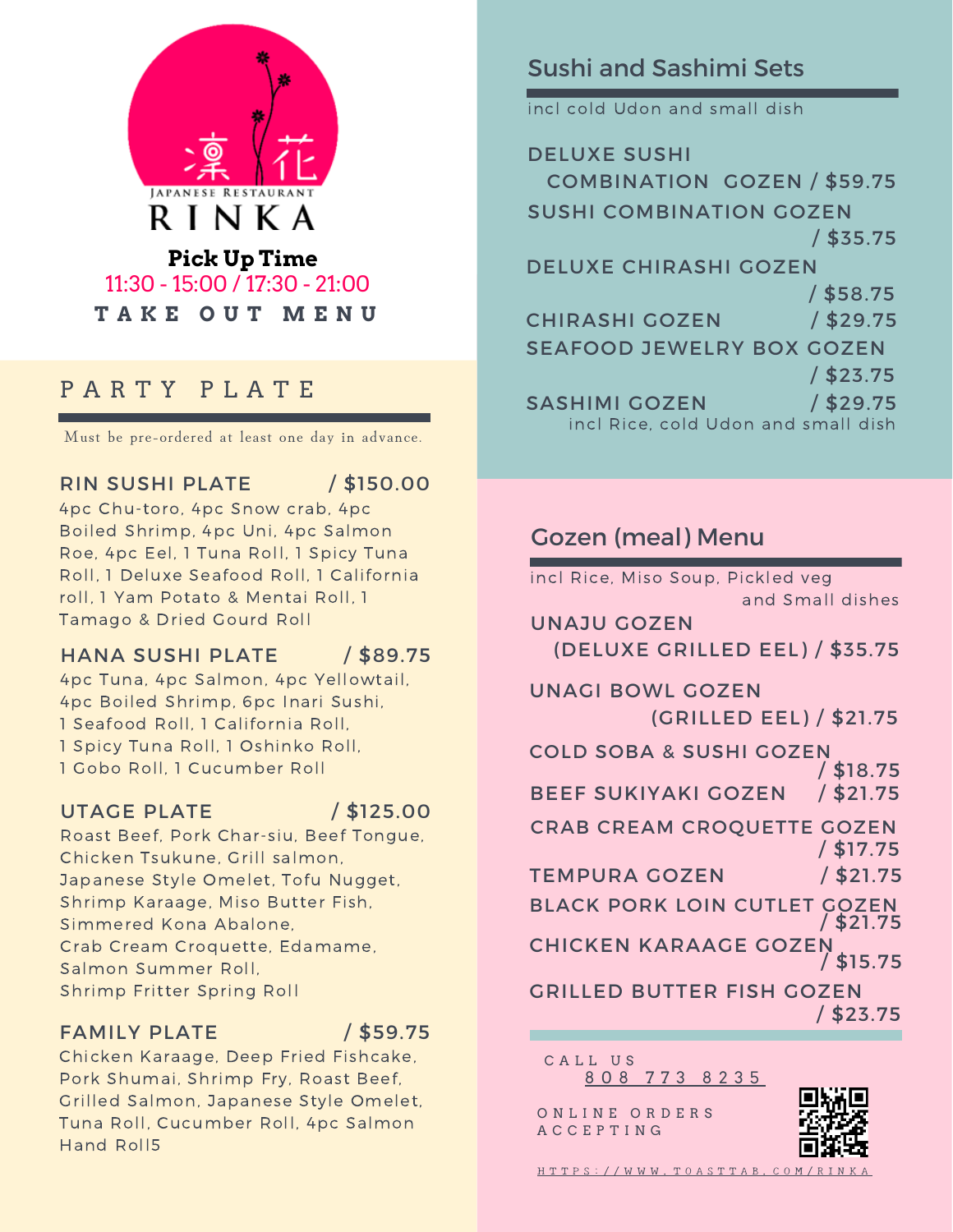凛花

JAPANESE RESTAURANT

# RINKA

**Pick Up Time**
11:30 - 15:00 / 17:30 - 21:00

TAKE OUT MENU

## PARTY PLATE

Must be pre-ordered at least one day in advance.

**RIN SUSHI PLATE / $150.00**
4pc Chu-toro, 4pc Snow crab, 4pc Boiled Shrimp, 4pc Uni, 4pc Salmon Roe, 4pc Eel, 1 Tuna Roll, 1 Spicy Tuna Roll, 1 Deluxe Seafood Roll, 1 California roll, 1 Yam Potato & Mentai Roll, 1 Tamago & Dried Gourd Roll

**HANA SUSHI PLATE / $89.75**
4pc Tuna, 4pc Salmon, 4pc Yellowtail, 4pc Boiled Shrimp, 6pc Inari Sushi, 1 Seafood Roll, 1 California Roll, 1 Spicy Tuna Roll, 1 Oshinko Roll, 1 Gobo Roll, 1 Cucumber Roll

**UTAGE PLATE / $125.00**
Roast Beef, Pork Char-siu, Beef Tongue, Chicken Tsukune, Grill salmon, Japanese Style Omelet, Tofu Nugget, Shrimp Karaage, Miso Butter Fish, Simmered Kona Abalone, Crab Cream Croquette, Edamame, Salmon Summer Roll, Shrimp Fritter Spring Roll

**FAMILY PLATE / $59.75**
Chicken Karaage, Deep Fried Fishcake, Pork Shumai, Shrimp Fry, Roast Beef, Grilled Salmon, Japanese Style Omelet, Tuna Roll, Cucumber Roll, 4pc Salmon Hand Roll5

## Sushi and Sashimi Sets

incl cold Udon and small dish

- DELUXE SUSHI COMBINATION GOZEN / $59.75
- SUSHI COMBINATION GOZEN / $35.75
- DELUXE CHIRASHI GOZEN / $58.75
- CHIRASHI GOZEN / $29.75
- SEAFOOD JEWELRY BOX GOZEN / $23.75
- SASHIMI GOZEN / $29.75
  incl Rice, cold Udon and small dish

## Gozen (meal) Menu

incl Rice, Miso Soup, Pickled veg and Small dishes

- UNAJU GOZEN (DELUXE GRILLED EEL) / $35.75
- UNAGI BOWL GOZEN (GRILLED EEL) / $21.75
- COLD SOBA & SUSHI GOZEN / $18.75
- BEEF SUKIYAKI GOZEN / $21.75
- CRAB CREAM CROQUETTE GOZEN / $17.75
- TEMPURA GOZEN / $21.75
- BLACK PORK LOIN CUTLET GOZEN / $21.75
- CHICKEN KARAAGE GOZEN / $15.75
- GRILLED BUTTER FISH GOZEN / $23.75

CALL US
808 773 8235

ONLINE ORDERS ACCEPTING

HTTPS://WWW.TOASTTAB.COM/RINKA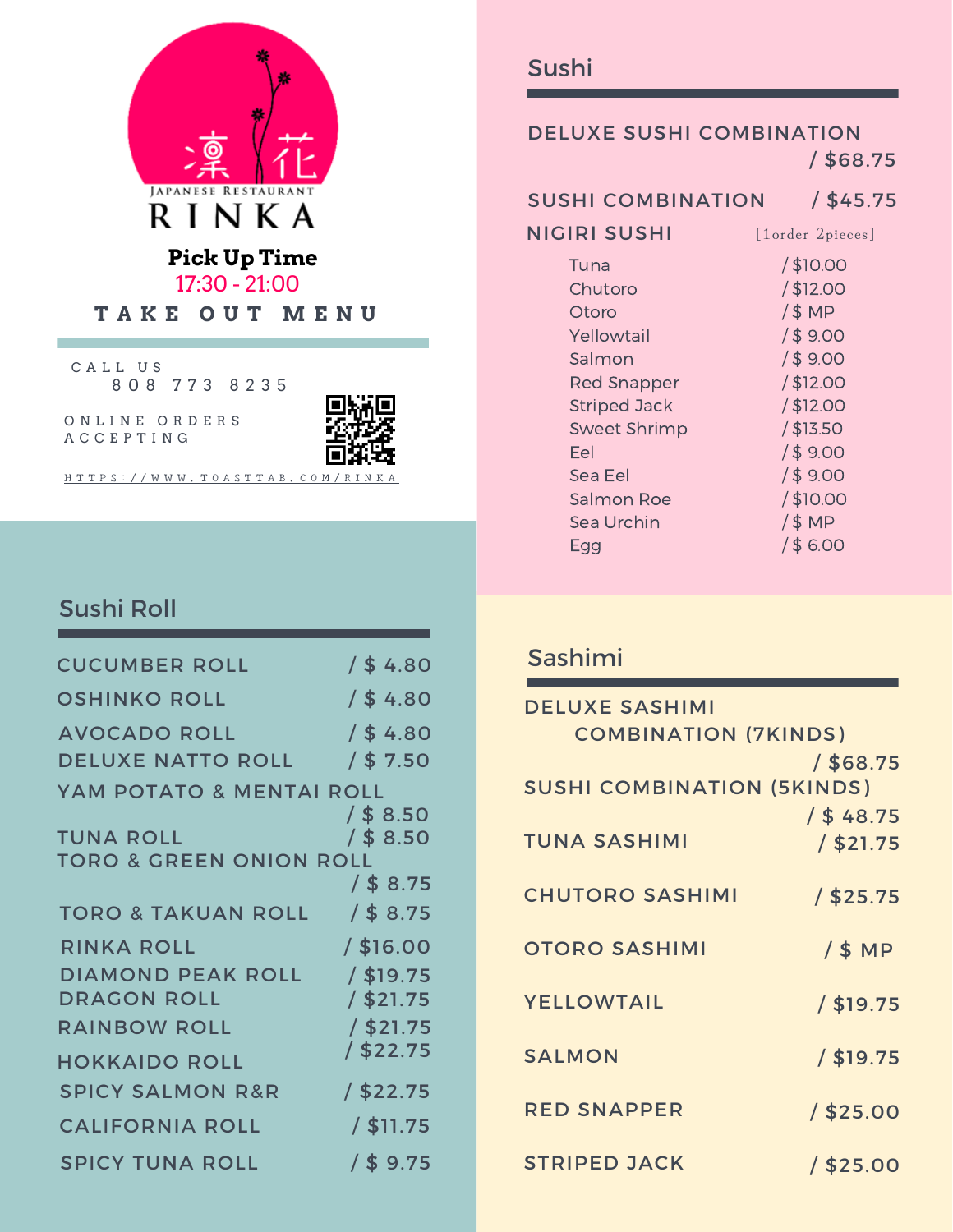凛花

JAPANESE RESTAURANT

# RINKA

**Pick Up Time**

17:30 - 21:00

**TAKE OUT MENU**

CALL US
808 773 8235

ONLINE ORDERS ACCEPTING

HTTPS://WWW.TOASTTAB.COM/RINKA

## Sushi Roll

| Item | Price |
|---|---|
| CUCUMBER ROLL | / $ 4.80 |
| OSHINKO ROLL | / $ 4.80 |
| AVOCADO ROLL | / $ 4.80 |
| DELUXE NATTO ROLL | / $ 7.50 |
| YAM POTATO & MENTAI ROLL | / $ 8.50 |
| TUNA ROLL | / $ 8.50 |
| TORO & GREEN ONION ROLL | / $ 8.75 |
| TORO & TAKUAN ROLL | / $ 8.75 |
| RINKA ROLL | / $16.00 |
| DIAMOND PEAK ROLL | / $19.75 |
| DRAGON ROLL | / $21.75 |
| RAINBOW ROLL | / $21.75 |
| HOKKAIDO ROLL | / $22.75 |
| SPICY SALMON R&R | / $22.75 |
| CALIFORNIA ROLL | / $11.75 |
| SPICY TUNA ROLL | / $ 9.75 |

## Sushi

| Item | Price |
|---|---|
| DELUXE SUSHI COMBINATION | / $68.75 |
| SUSHI COMBINATION | / $45.75 |

**NIGIRI SUSHI** [1order 2pieces]

| Item | Price |
|---|---|
| Tuna | / $10.00 |
| Chutoro | / $12.00 |
| Otoro | / $ MP |
| Yellowtail | / $ 9.00 |
| Salmon | / $ 9.00 |
| Red Snapper | / $12.00 |
| Striped Jack | / $12.00 |
| Sweet Shrimp | / $13.50 |
| Eel | / $ 9.00 |
| Sea Eel | / $ 9.00 |
| Salmon Roe | / $10.00 |
| Sea Urchin | / $ MP |
| Egg | / $ 6.00 |

## Sashimi

| Item | Price |
|---|---|
| DELUXE SASHIMI COMBINATION (7KINDS) | / $68.75 |
| SUSHI COMBINATION (5KINDS) | / $ 48.75 |
| TUNA SASHIMI | / $21.75 |
| CHUTORO SASHIMI | / $25.75 |
| OTORO SASHIMI | / $ MP |
| YELLOWTAIL | / $19.75 |
| SALMON | / $19.75 |
| RED SNAPPER | / $25.00 |
| STRIPED JACK | / $25.00 |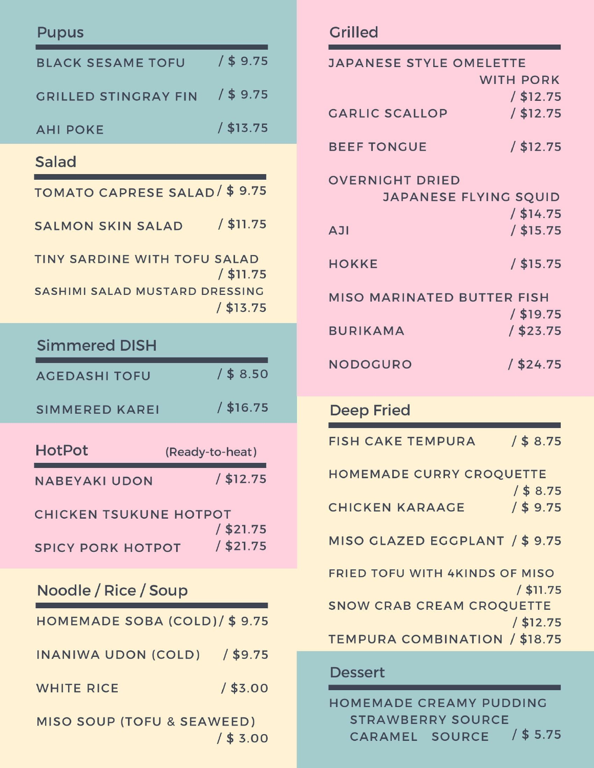## Pupus

- BLACK SESAME TOFU / $ 9.75
- GRILLED STINGRAY FIN / $ 9.75
- AHI POKE / $13.75

## Salad

- TOMATO CAPRESE SALAD / $ 9.75
- SALMON SKIN SALAD / $11.75
- TINY SARDINE WITH TOFU SALAD / $11.75
- SASHIMI SALAD MUSTARD DRESSING / $13.75

## Simmered DISH

- AGEDASHI TOFU / $ 8.50
- SIMMERED KAREI / $16.75

## HotPot (Ready-to-heat)

- NABEYAKI UDON / $12.75
- CHICKEN TSUKUNE HOTPOT / $21.75
- SPICY PORK HOTPOT / $21.75

## Noodle / Rice / Soup

- HOMEMADE SOBA (COLD) / $ 9.75
- INANIWA UDON (COLD) / $9.75
- WHITE RICE / $3.00
- MISO SOUP (TOFU & SEAWEED) / $ 3.00

## Grilled

- JAPANESE STYLE OMELETTE WITH PORK / $12.75
- GARLIC SCALLOP / $12.75
- BEEF TONGUE / $12.75
- OVERNIGHT DRIED JAPANESE FLYING SQUID / $14.75
- AJI / $15.75
- HOKKE / $15.75
- MISO MARINATED BUTTER FISH / $19.75
- BURIKAMA / $23.75
- NODOGURO / $24.75

## Deep Fried

- FISH CAKE TEMPURA / $ 8.75
- HOMEMADE CURRY CROQUETTE / $ 8.75
- CHICKEN KARAAGE / $ 9.75
- MISO GLAZED EGGPLANT / $ 9.75
- FRIED TOFU WITH 4KINDS OF MISO / $11.75
- SNOW CRAB CREAM CROQUETTE / $12.75
- TEMPURA COMBINATION / $18.75

## Dessert

- HOMEMADE CREAMY PUDDING STRAWBERRY SOURCE CARAMEL SOURCE / $ 5.75